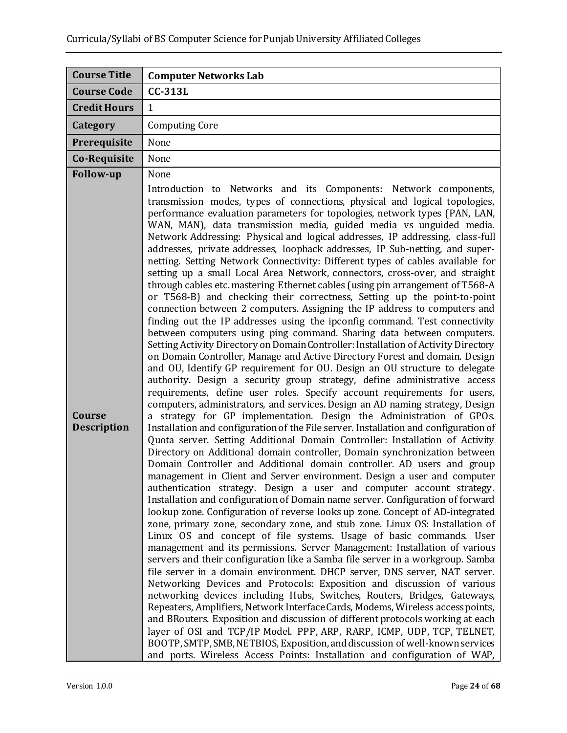| Course Title | Computer Networks Lab |
|---|---|
| **Course Code** | **CC-313L** |
| **Credit Hours** | 1 |
| **Category** | Computing Core |
| **Prerequisite** | None |
| **Co-Requisite** | None |
| **Follow-up** | None |
| **Course Description** | Introduction to Networks and its Components: Network components, transmission modes, types of connections, physical and logical topologies, performance evaluation parameters for topologies, network types (PAN, LAN, WAN, MAN), data transmission media, guided media vs unguided media. Network Addressing: Physical and logical addresses, IP addressing, class-full addresses, private addresses, loopback addresses, IP Sub-netting, and super-netting. Setting Network Connectivity: Different types of cables available for setting up a small Local Area Network, connectors, cross-over, and straight through cables etc. mastering Ethernet cables (using pin arrangement of T568-A or T568-B) and checking their correctness, Setting up the point-to-point connection between 2 computers. Assigning the IP address to computers and finding out the IP addresses using the ipconfig command. Test connectivity between computers using ping command. Sharing data between computers. Setting Activity Directory on Domain Controller: Installation of Activity Directory on Domain Controller, Manage and Active Directory Forest and domain. Design and OU, Identify GP requirement for OU. Design an OU structure to delegate authority. Design a security group strategy, define administrative access requirements, define user roles. Specify account requirements for users, computers, administrators, and services. Design an AD naming strategy, Design a strategy for GP implementation. Design the Administration of GPOs. Installation and configuration of the File server. Installation and configuration of Quota server. Setting Additional Domain Controller: Installation of Activity Directory on Additional domain controller, Domain synchronization between Domain Controller and Additional domain controller. AD users and group management in Client and Server environment. Design a user and computer authentication strategy. Design a user and computer account strategy. Installation and configuration of Domain name server. Configuration of forward lookup zone. Configuration of reverse looks up zone. Concept of AD-integrated zone, primary zone, secondary zone, and stub zone. Linux OS: Installation of Linux OS and concept of file systems. Usage of basic commands. User management and its permissions. Server Management: Installation of various servers and their configuration like a Samba file server in a workgroup. Samba file server in a domain environment. DHCP server, DNS server, NAT server. Networking Devices and Protocols: Exposition and discussion of various networking devices including Hubs, Switches, Routers, Bridges, Gateways, Repeaters, Amplifiers, Network Interface Cards, Modems, Wireless access points, and BRouters. Exposition and discussion of different protocols working at each layer of OSI and TCP/IP Model. PPP, ARP, RARP, ICMP, UDP, TCP, TELNET, BOOTP, SMTP, SMB, NETBIOS, Exposition, and discussion of well-known services and ports. Wireless Access Points: Installation and configuration of WAP, |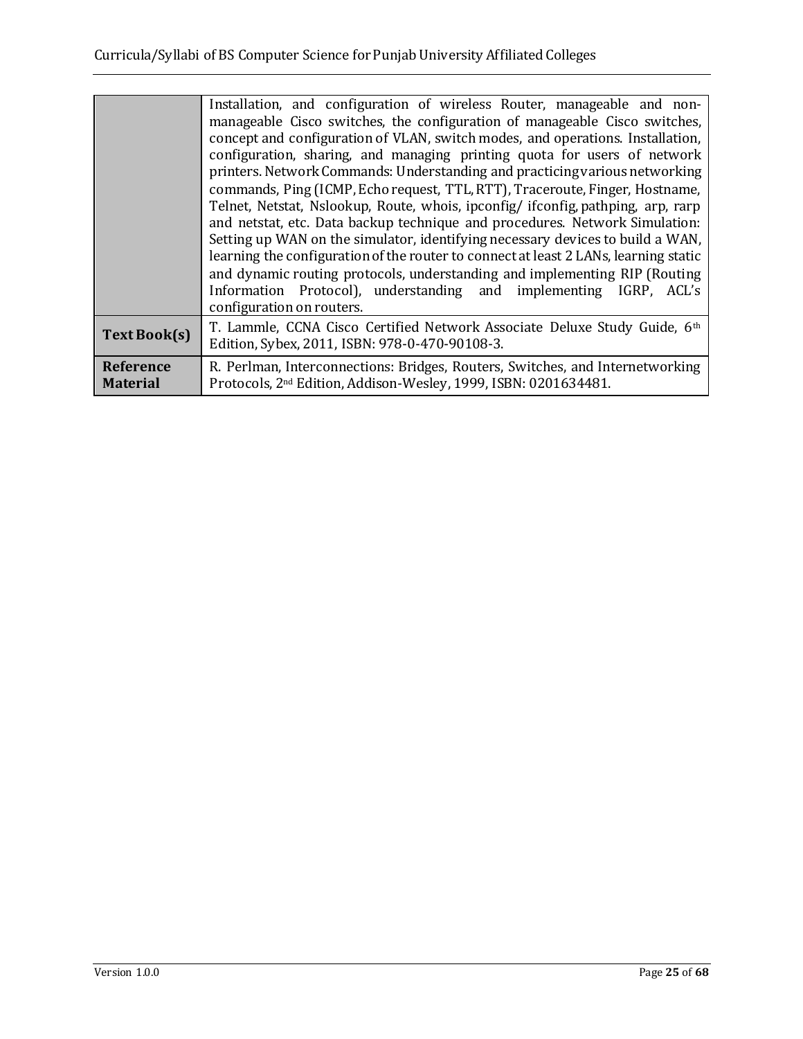| | |
|---|---|
| | Installation, and configuration of wireless Router, manageable and non-manageable Cisco switches, the configuration of manageable Cisco switches, concept and configuration of VLAN, switch modes, and operations. Installation, configuration, sharing, and managing printing quota for users of network printers. Network Commands: Understanding and practicing various networking commands, Ping (ICMP, Echo request, TTL, RTT), Traceroute, Finger, Hostname, Telnet, Netstat, Nslookup, Route, whois, ipconfig/ ifconfig, pathping, arp, rarp and netstat, etc. Data backup technique and procedures. Network Simulation: Setting up WAN on the simulator, identifying necessary devices to build a WAN, learning the configuration of the router to connect at least 2 LANs, learning static and dynamic routing protocols, understanding and implementing RIP (Routing Information Protocol), understanding and implementing IGRP, ACL's configuration on routers. |
| **Text Book(s)** | T. Lammle, CCNA Cisco Certified Network Associate Deluxe Study Guide, 6th Edition, Sybex, 2011, ISBN: 978-0-470-90108-3. |
| **Reference Material** | R. Perlman, Interconnections: Bridges, Routers, Switches, and Internetworking Protocols, 2nd Edition, Addison-Wesley, 1999, ISBN: 0201634481. |